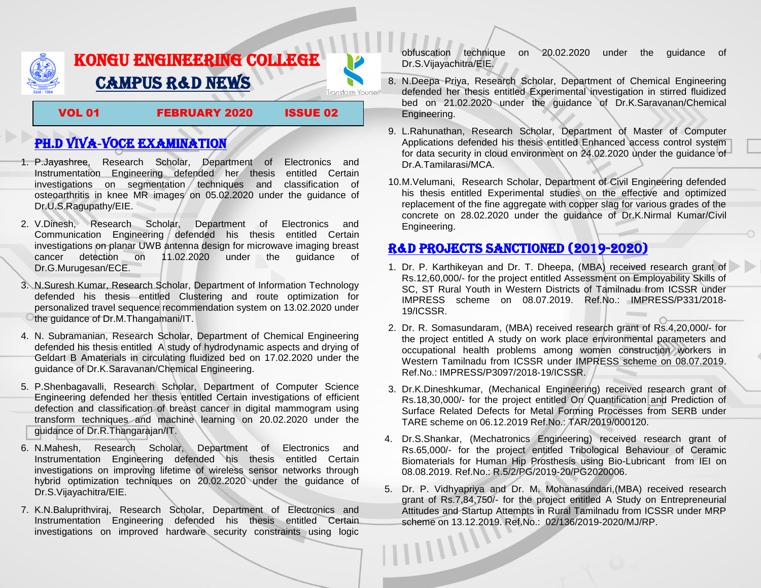# KONGU ENGINEERING COLLEGE

## CAMPUS R&D NEWS

**VOL 01 FEBRUARY 2020 ISSUE 02**

## PH.D VIVA-VOCE EXAMINATION

1. P.Jayashree, Research Scholar, Department of Electronics and Instrumentation Engineering defended her thesis entitled Certain investigations on segmentation techniques and classification of osteoarthritis in knee MR images on 05.02.2020 under the guidance of Dr.U.S.Ragupathy/EIE.
2. V.Dinesh, Research Scholar, Department of Electronics and Communication Engineering defended his thesis entitled Certain investigations on planar UWB antenna design for microwave imaging breast cancer detection on 11.02.2020 under the guidance of Dr.G.Murugesan/ECE.
3. N.Suresh Kumar, Research Scholar, Department of Information Technology defended his thesis entitled Clustering and route optimization for personalized travel sequence recommendation system on 13.02.2020 under the guidance of Dr.M.Thangamani/IT.
4. N. Subramanian, Research Scholar, Department of Chemical Engineering defended his thesis entitled A study of hydrodynamic aspects and drying of Geldart B Amaterials in circulating fluidized bed on 17.02.2020 under the guidance of Dr.K.Saravanan/Chemical Engineering.
5. P.Shenbagavalli, Research Scholar, Department of Computer Science Engineering defended her thesis entitled Certain investigations of efficient defection and classification of breast cancer in digital mammogram using transform techniques and machine learning on 20.02.2020 under the guidance of Dr.R.Thangarajan/IT.
6. N.Mahesh, Research Scholar, Department of Electronics and Instrumentation Engineering defended his thesis entitled Certain investigations on improving lifetime of wireless sensor networks through hybrid optimization techniques on 20.02.2020 under the guidance of Dr.S.Vijayachitra/EIE.
7. K.N.Baluprithviraj, Research Scholar, Department of Electronics and Instrumentation Engineering defended his thesis entitled Certain investigations on improved hardware security constraints using logic obfuscation technique on 20.02.2020 under the guidance of Dr.S.Vijayachitra/EIE.
8. N.Deepa Priya, Research Scholar, Department of Chemical Engineering defended her thesis entitled Experimental investigation in stirred fluidized bed on 21.02.2020 under the guidance of Dr.K.Saravanan/Chemical Engineering.
9. L.Rahunathan, Research Scholar, Department of Master of Computer Applications defended his thesis entitled Enhanced access control system for data security in cloud environment on 24.02.2020 under the guidance of Dr.A.Tamilarasi/MCA.
10. M.Velumani, Research Scholar, Department of Civil Engineering defended his thesis entitled Experimental studies on the effective and optimized replacement of the fine aggregate with copper slag for various grades of the concrete on 28.02.2020 under the guidance of Dr.K.Nirmal Kumar/Civil Engineering.

## R&D PROJECTS SANCTIONED (2019-2020)

1. Dr. P. Karthikeyan and Dr. T. Dheepa, (MBA) received research grant of Rs.12,60,000/- for the project entitled Assessment on Employability Skills of SC, ST Rural Youth in Western Districts of Tamilnadu from ICSSR under IMPRESS scheme on 08.07.2019. Ref.No.: IMPRESS/P331/2018-19/ICSSR.
2. Dr. R. Somasundaram, (MBA) received research grant of Rs.4,20,000/- for the project entitled A study on work place environmental parameters and occupational health problems among women construction workers in Western Tamilnadu from ICSSR under IMPRESS scheme on 08.07.2019. Ref.No.: IMPRESS/P3097/2018-19/ICSSR.
3. Dr.K.Dineshkumar, (Mechanical Engineering) received research grant of Rs.18,30,000/- for the project entitled On Quantification and Prediction of Surface Related Defects for Metal Forming Processes from SERB under TARE scheme on 06.12.2019 Ref.No.: TAR/2019/000120.
4. Dr.S.Shankar, (Mechatronics Engineering) received research grant of Rs.65,000/- for the project entitled Tribological Behaviour of Ceramic Biomaterials for Human Hip Prosthesis using Bio-Lubricant from IEI on 08.08.2019. Ref.No.: R.5/2/PG/2019-20/PG2020006.
5. Dr. P. Vidhyapriya and Dr. M. Mohanasundari,(MBA) received research grant of Rs.7,84,750/- for the project entitled A Study on Entrepreneurial Attitudes and Startup Attempts in Rural Tamilnadu from ICSSR under MRP scheme on 13.12.2019. Ref.No.: 02/136/2019-2020/MJ/RP.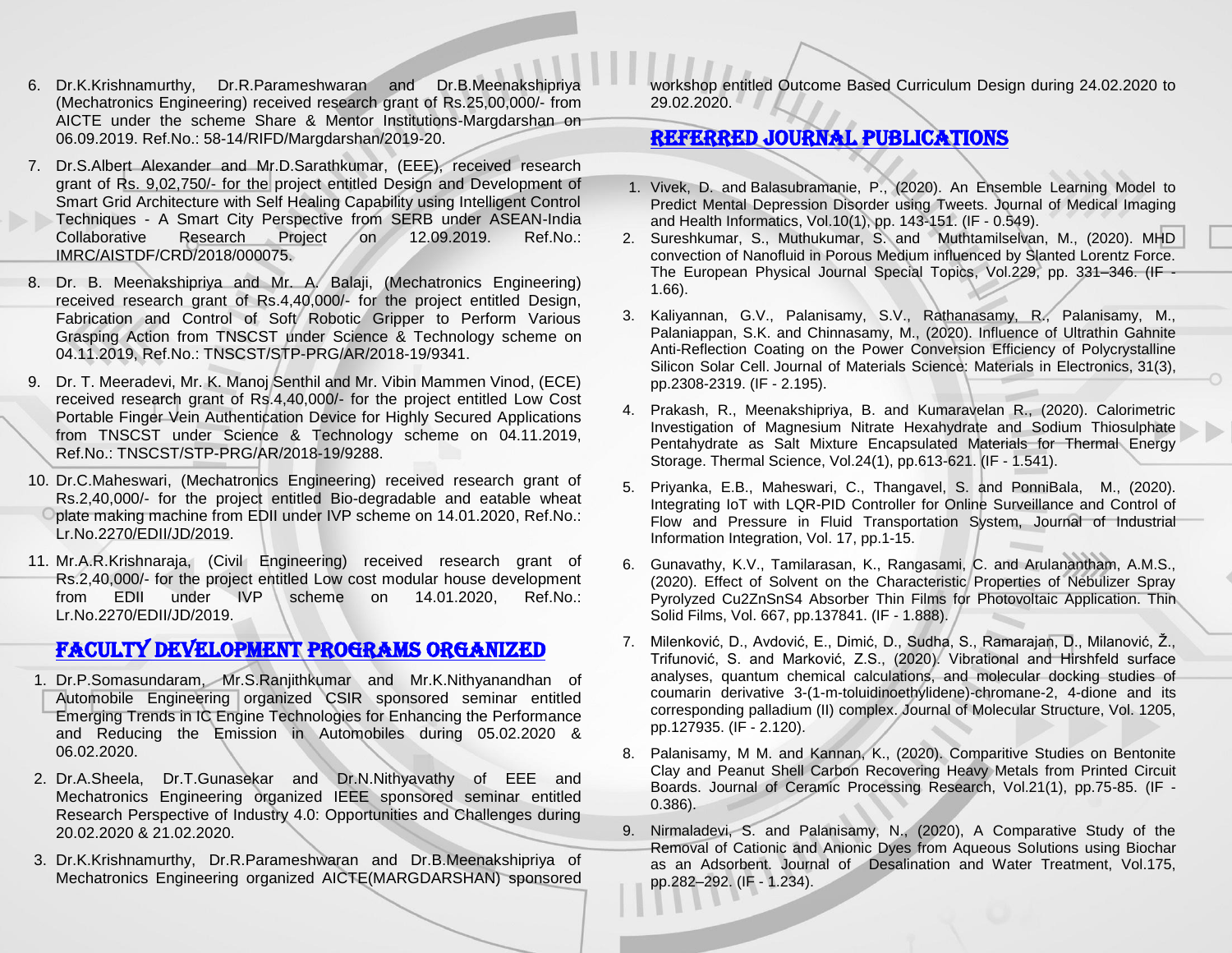6. Dr.K.Krishnamurthy, Dr.R.Parameshwaran and Dr.B.Meenakshipriya (Mechatronics Engineering) received research grant of Rs.25,00,000/- from AICTE under the scheme Share & Mentor Institutions-Margdarshan on 06.09.2019. Ref.No.: 58-14/RIFD/Margdarshan/2019-20.

7. Dr.S.Albert Alexander and Mr.D.Sarathkumar, (EEE), received research grant of Rs. 9,02,750/- for the project entitled Design and Development of Smart Grid Architecture with Self Healing Capability using Intelligent Control Techniques - A Smart City Perspective from SERB under ASEAN-India Collaborative Research Project on 12.09.2019. Ref.No.: IMRC/AISTDF/CRD/2018/000075.

8. Dr. B. Meenakshipriya and Mr. A. Balaji, (Mechatronics Engineering) received research grant of Rs.4,40,000/- for the project entitled Design, Fabrication and Control of Soft Robotic Gripper to Perform Various Grasping Action from TNSCST under Science & Technology scheme on 04.11.2019, Ref.No.: TNSCST/STP-PRG/AR/2018-19/9341.

9. Dr. T. Meeradevi, Mr. K. Manoj Senthil and Mr. Vibin Mammen Vinod, (ECE) received research grant of Rs.4,40,000/- for the project entitled Low Cost Portable Finger Vein Authentication Device for Highly Secured Applications from TNSCST under Science & Technology scheme on 04.11.2019, Ref.No.: TNSCST/STP-PRG/AR/2018-19/9288.

10. Dr.C.Maheswari, (Mechatronics Engineering) received research grant of Rs.2,40,000/- for the project entitled Bio-degradable and eatable wheat plate making machine from EDII under IVP scheme on 14.01.2020, Ref.No.: Lr.No.2270/EDII/JD/2019.

11. Mr.A.R.Krishnaraja, (Civil Engineering) received research grant of Rs.2,40,000/- for the project entitled Low cost modular house development from EDII under IVP scheme on 14.01.2020, Ref.No.: Lr.No.2270/EDII/JD/2019.

## FACULTY DEVELOPMENT PROGRAMS ORGANIZED

1. Dr.P.Somasundaram, Mr.S.Ranjithkumar and Mr.K.Nithyanandhan of Automobile Engineering organized CSIR sponsored seminar entitled Emerging Trends in IC Engine Technologies for Enhancing the Performance and Reducing the Emission in Automobiles during 05.02.2020 & 06.02.2020.

2. Dr.A.Sheela, Dr.T.Gunasekar and Dr.N.Nithyavathy of EEE and Mechatronics Engineering organized IEEE sponsored seminar entitled Research Perspective of Industry 4.0: Opportunities and Challenges during 20.02.2020 & 21.02.2020.

3. Dr.K.Krishnamurthy, Dr.R.Parameshwaran and Dr.B.Meenakshipriya of Mechatronics Engineering organized AICTE(MARGDARSHAN) sponsored workshop entitled Outcome Based Curriculum Design during 24.02.2020 to 29.02.2020.

## REFERRED JOURNAL PUBLICATIONS

1. Vivek, D. and Balasubramanie, P., (2020). An Ensemble Learning Model to Predict Mental Depression Disorder using Tweets. Journal of Medical Imaging and Health Informatics, Vol.10(1), pp. 143-151. (IF - 0.549).
2. Sureshkumar, S., Muthukumar, S. and Muthtamilselvan, M., (2020). MHD convection of Nanofluid in Porous Medium influenced by Slanted Lorentz Force. The European Physical Journal Special Topics, Vol.229, pp. 331–346. (IF - 1.66).
3. Kaliyannan, G.V., Palanisamy, S.V., Rathanasamy, R., Palanisamy, M., Palaniappan, S.K. and Chinnasamy, M., (2020). Influence of Ultrathin Gahnite Anti-Reflection Coating on the Power Conversion Efficiency of Polycrystalline Silicon Solar Cell. Journal of Materials Science: Materials in Electronics, 31(3), pp.2308-2319. (IF - 2.195).
4. Prakash, R., Meenakshipriya, B. and Kumaravelan R., (2020). Calorimetric Investigation of Magnesium Nitrate Hexahydrate and Sodium Thiosulphate Pentahydrate as Salt Mixture Encapsulated Materials for Thermal Energy Storage. Thermal Science, Vol.24(1), pp.613-621. (IF - 1.541).
5. Priyanka, E.B., Maheswari, C., Thangavel, S. and PonniBala, M., (2020). Integrating IoT with LQR-PID Controller for Online Surveillance and Control of Flow and Pressure in Fluid Transportation System, Journal of Industrial Information Integration, Vol. 17, pp.1-15.
6. Gunavathy, K.V., Tamilarasan, K., Rangasami, C. and Arulanantham, A.M.S., (2020). Effect of Solvent on the Characteristic Properties of Nebulizer Spray Pyrolyzed $Cu_2ZnSnS_4$ Absorber Thin Films for Photovoltaic Application. Thin Solid Films, Vol. 667, pp.137841. (IF - 1.888).
7. Milenković, D., Avdović, E., Dimić, D., Sudha, S., Ramarajan, D., Milanović, Ž., Trifunović, S. and Marković, Z.S., (2020). Vibrational and Hirshfeld surface analyses, quantum chemical calculations, and molecular docking studies of coumarin derivative 3-(1-m-toluidinoethylidene)-chromane-2, 4-dione and its corresponding palladium (II) complex. Journal of Molecular Structure, Vol. 1205, pp.127935. (IF - 2.120).
8. Palanisamy, M M. and Kannan, K., (2020). Comparitive Studies on Bentonite Clay and Peanut Shell Carbon Recovering Heavy Metals from Printed Circuit Boards. Journal of Ceramic Processing Research, Vol.21(1), pp.75-85. (IF - 0.386).
9. Nirmaladevi, S. and Palanisamy, N., (2020), A Comparative Study of the Removal of Cationic and Anionic Dyes from Aqueous Solutions using Biochar as an Adsorbent. Journal of Desalination and Water Treatment, Vol.175, pp.282–292. (IF - 1.234).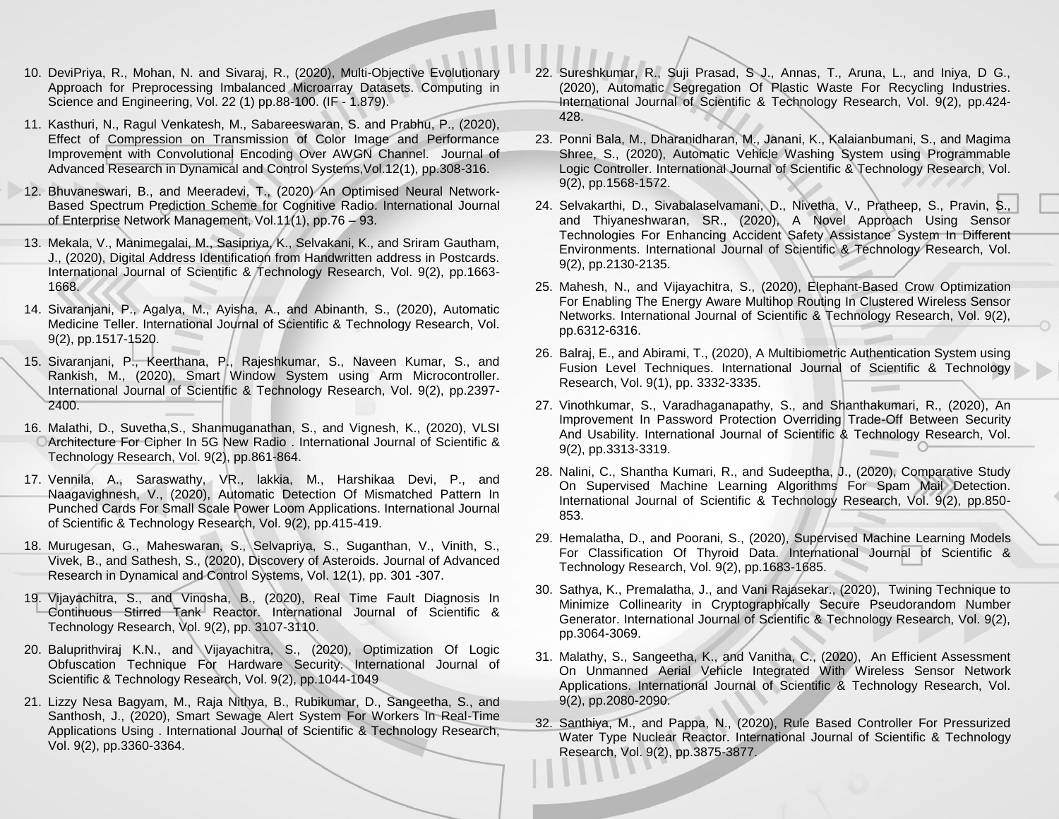10. DeviPriya, R., Mohan, N. and Sivaraj, R., (2020), Multi-Objective Evolutionary Approach for Preprocessing Imbalanced Microarray Datasets. Computing in Science and Engineering, Vol. 22 (1) pp.88-100. (IF - 1.879).

11. Kasthuri, N., Ragul Venkatesh, M., Sabareeswaran, S. and Prabhu, P., (2020), Effect of Compression on Transmission of Color Image and Performance Improvement with Convolutional Encoding Over AWGN Channel. Journal of Advanced Research in Dynamical and Control Systems,Vol.12(1), pp.308-316.

12. Bhuvaneswari, B., and Meeradevi, T., (2020) An Optimised Neural Network-Based Spectrum Prediction Scheme for Cognitive Radio. International Journal of Enterprise Network Management, Vol.11(1), pp.76 – 93.

13. Mekala, V., Manimegalai, M., Sasipriya, K., Selvakani, K., and Sriram Gautham, J., (2020), Digital Address Identification from Handwritten address in Postcards. International Journal of Scientific & Technology Research, Vol. 9(2), pp.1663-1668.

14. Sivaranjani, P., Agalya, M., Ayisha, A., and Abinanth, S., (2020), Automatic Medicine Teller. International Journal of Scientific & Technology Research, Vol. 9(2), pp.1517-1520.

15. Sivaranjani, P., Keerthana, P., Rajeshkumar, S., Naveen Kumar, S., and Rankish, M., (2020), Smart Window System using Arm Microcontroller. International Journal of Scientific & Technology Research, Vol. 9(2), pp.2397-2400.

16. Malathi, D., Suvetha,S., Shanmuganathan, S., and Vignesh, K., (2020), VLSI Architecture For Cipher In 5G New Radio . International Journal of Scientific & Technology Research, Vol. 9(2), pp.861-864.

17. Vennila, A., Saraswathy, VR., lakkia, M., Harshikaa Devi, P., and Naagavighnesh, V., (2020), Automatic Detection Of Mismatched Pattern In Punched Cards For Small Scale Power Loom Applications. International Journal of Scientific & Technology Research, Vol. 9(2), pp.415-419.

18. Murugesan, G., Maheswaran, S., Selvapriya, S., Suganthan, V., Vinith, S., Vivek, B., and Sathesh, S., (2020), Discovery of Asteroids. Journal of Advanced Research in Dynamical and Control Systems, Vol. 12(1), pp. 301 -307.

19. Vijayachitra, S., and Vinosha, B., (2020), Real Time Fault Diagnosis In Continuous Stirred Tank Reactor. International Journal of Scientific & Technology Research, Vol. 9(2), pp. 3107-3110.

20. Baluprithviraj K.N., and Vijayachitra, S., (2020), Optimization Of Logic Obfuscation Technique For Hardware Security. International Journal of Scientific & Technology Research, Vol. 9(2), pp.1044-1049

21. Lizzy Nesa Bagyam, M., Raja Nithya, B., Rubikumar, D., Sangeetha, S., and Santhosh, J., (2020), Smart Sewage Alert System For Workers In Real-Time Applications Using . International Journal of Scientific & Technology Research, Vol. 9(2), pp.3360-3364.

22. Sureshkumar, R., Suji Prasad, S J., Annas, T., Aruna, L., and Iniya, D G., (2020), Automatic Segregation Of Plastic Waste For Recycling Industries. International Journal of Scientific & Technology Research, Vol. 9(2), pp.424-428.

23. Ponni Bala, M., Dharanidharan, M., Janani, K., Kalaianbumani, S., and Magima Shree, S., (2020), Automatic Vehicle Washing System using Programmable Logic Controller. International Journal of Scientific & Technology Research, Vol. 9(2), pp.1568-1572.

24. Selvakarthi, D., Sivabalaselvamani, D., Nivetha, V., Pratheep, S., Pravin, S., and Thiyaneshwaran, SR., (2020), A Novel Approach Using Sensor Technologies For Enhancing Accident Safety Assistance System In Different Environments. International Journal of Scientific & Technology Research, Vol. 9(2), pp.2130-2135.

25. Mahesh, N., and Vijayachitra, S., (2020), Elephant-Based Crow Optimization For Enabling The Energy Aware Multihop Routing In Clustered Wireless Sensor Networks. International Journal of Scientific & Technology Research, Vol. 9(2), pp.6312-6316.

26. Balraj, E., and Abirami, T., (2020), A Multibiometric Authentication System using Fusion Level Techniques. International Journal of Scientific & Technology Research, Vol. 9(1), pp. 3332-3335.

27. Vinothkumar, S., Varadhaganapathy, S., and Shanthakumari, R., (2020), An Improvement In Password Protection Overriding Trade-Off Between Security And Usability. International Journal of Scientific & Technology Research, Vol. 9(2), pp.3313-3319.

28. Nalini, C., Shantha Kumari, R., and Sudeeptha, J., (2020), Comparative Study On Supervised Machine Learning Algorithms For Spam Mail Detection. International Journal of Scientific & Technology Research, Vol. 9(2), pp.850-853.

29. Hemalatha, D., and Poorani, S., (2020), Supervised Machine Learning Models For Classification Of Thyroid Data. International Journal of Scientific & Technology Research, Vol. 9(2), pp.1683-1685.

30. Sathya, K., Premalatha, J., and Vani Rajasekar., (2020), Twining Technique to Minimize Collinearity in Cryptographically Secure Pseudorandom Number Generator. International Journal of Scientific & Technology Research, Vol. 9(2), pp.3064-3069.

31. Malathy, S., Sangeetha, K., and Vanitha, C., (2020), An Efficient Assessment On Unmanned Aerial Vehicle Integrated With Wireless Sensor Network Applications. International Journal of Scientific & Technology Research, Vol. 9(2), pp.2080-2090.

32. Santhiya, M., and Pappa, N., (2020), Rule Based Controller For Pressurized Water Type Nuclear Reactor. International Journal of Scientific & Technology Research, Vol. 9(2), pp.3875-3877.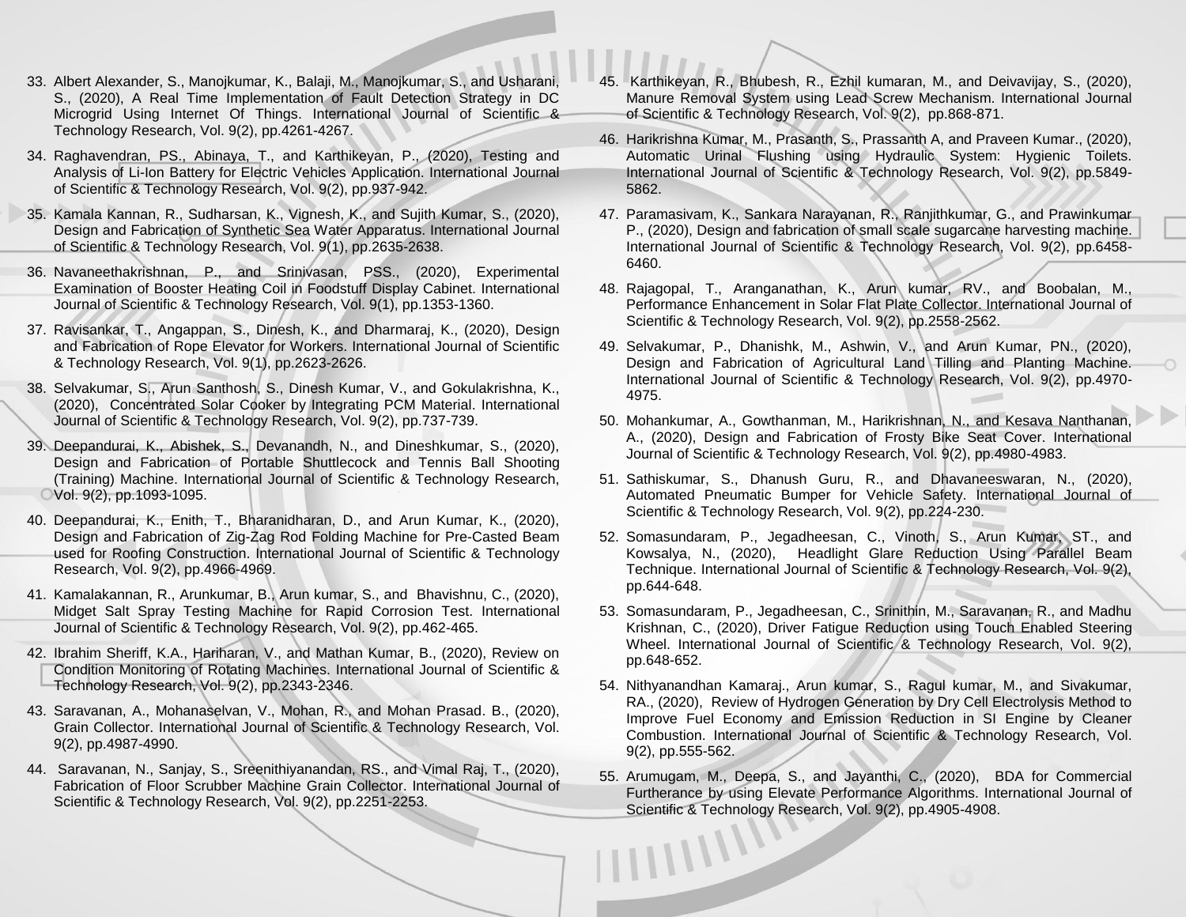33. Albert Alexander, S., Manojkumar, K., Balaji, M., Manojkumar, S., and Usharani, S., (2020), A Real Time Implementation of Fault Detection Strategy in DC Microgrid Using Internet Of Things. International Journal of Scientific & Technology Research, Vol. 9(2), pp.4261-4267.

34. Raghavendran, PS., Abinaya, T., and Karthikeyan, P., (2020), Testing and Analysis of Li-Ion Battery for Electric Vehicles Application. International Journal of Scientific & Technology Research, Vol. 9(2), pp.937-942.

35. Kamala Kannan, R., Sudharsan, K., Vignesh, K., and Sujith Kumar, S., (2020), Design and Fabrication of Synthetic Sea Water Apparatus. International Journal of Scientific & Technology Research, Vol. 9(1), pp.2635-2638.

36. Navaneethakrishnan, P., and Srinivasan, PSS., (2020), Experimental Examination of Booster Heating Coil in Foodstuff Display Cabinet. International Journal of Scientific & Technology Research, Vol. 9(1), pp.1353-1360.

37. Ravisankar, T., Angappan, S., Dinesh, K., and Dharmaraj, K., (2020), Design and Fabrication of Rope Elevator for Workers. International Journal of Scientific & Technology Research, Vol. 9(1), pp.2623-2626.

38. Selvakumar, S., Arun Santhosh, S., Dinesh Kumar, V., and Gokulakrishna, K., (2020), Concentrated Solar Cooker by Integrating PCM Material. International Journal of Scientific & Technology Research, Vol. 9(2), pp.737-739.

39. Deepandurai, K., Abishek, S., Devanandh, N., and Dineshkumar, S., (2020), Design and Fabrication of Portable Shuttlecock and Tennis Ball Shooting (Training) Machine. International Journal of Scientific & Technology Research, Vol. 9(2), pp.1093-1095.

40. Deepandurai, K., Enith, T., Bharanidharan, D., and Arun Kumar, K., (2020), Design and Fabrication of Zig-Zag Rod Folding Machine for Pre-Casted Beam used for Roofing Construction. International Journal of Scientific & Technology Research, Vol. 9(2), pp.4966-4969.

41. Kamalakannan, R., Arunkumar, B., Arun kumar, S., and Bhavishnu, C., (2020), Midget Salt Spray Testing Machine for Rapid Corrosion Test. International Journal of Scientific & Technology Research, Vol. 9(2), pp.462-465.

42. Ibrahim Sheriff, K.A., Hariharan, V., and Mathan Kumar, B., (2020), Review on Condition Monitoring of Rotating Machines. International Journal of Scientific & Technology Research, Vol. 9(2), pp.2343-2346.

43. Saravanan, A., Mohanaselvan, V., Mohan, R., and Mohan Prasad. B., (2020), Grain Collector. International Journal of Scientific & Technology Research, Vol. 9(2), pp.4987-4990.

44. Saravanan, N., Sanjay, S., Sreenithiyanandan, RS., and Vimal Raj, T., (2020), Fabrication of Floor Scrubber Machine Grain Collector. International Journal of Scientific & Technology Research, Vol. 9(2), pp.2251-2253.

45. Karthikeyan, R., Bhubesh, R., Ezhil kumaran, M., and Deivavijay, S., (2020), Manure Removal System using Lead Screw Mechanism. International Journal of Scientific & Technology Research, Vol. 9(2), pp.868-871.

46. Harikrishna Kumar, M., Prasanth, S., Prassanth A, and Praveen Kumar., (2020), Automatic Urinal Flushing using Hydraulic System: Hygienic Toilets. International Journal of Scientific & Technology Research, Vol. 9(2), pp.5849-5862.

47. Paramasivam, K., Sankara Narayanan, R., Ranjithkumar, G., and Prawinkumar P., (2020), Design and fabrication of small scale sugarcane harvesting machine. International Journal of Scientific & Technology Research, Vol. 9(2), pp.6458-6460.

48. Rajagopal, T., Aranganathan, K., Arun kumar, RV., and Boobalan, M., Performance Enhancement in Solar Flat Plate Collector. International Journal of Scientific & Technology Research, Vol. 9(2), pp.2558-2562.

49. Selvakumar, P., Dhanishk, M., Ashwin, V., and Arun Kumar, PN., (2020), Design and Fabrication of Agricultural Land Tilling and Planting Machine. International Journal of Scientific & Technology Research, Vol. 9(2), pp.4970-4975.

50. Mohankumar, A., Gowthanman, M., Harikrishnan, N., and Kesava Nanthanan, A., (2020), Design and Fabrication of Frosty Bike Seat Cover. International Journal of Scientific & Technology Research, Vol. 9(2), pp.4980-4983.

51. Sathiskumar, S., Dhanush Guru, R., and Dhavaneeswaran, N., (2020), Automated Pneumatic Bumper for Vehicle Safety. International Journal of Scientific & Technology Research, Vol. 9(2), pp.224-230.

52. Somasundaram, P., Jegadheesan, C., Vinoth, S., Arun Kumar, ST., and Kowsalya, N., (2020), Headlight Glare Reduction Using Parallel Beam Technique. International Journal of Scientific & Technology Research, Vol. 9(2), pp.644-648.

53. Somasundaram, P., Jegadheesan, C., Srinithin, M., Saravanan, R., and Madhu Krishnan, C., (2020), Driver Fatigue Reduction using Touch Enabled Steering Wheel. International Journal of Scientific & Technology Research, Vol. 9(2), pp.648-652.

54. Nithyanandhan Kamaraj., Arun kumar, S., Ragul kumar, M., and Sivakumar, RA., (2020), Review of Hydrogen Generation by Dry Cell Electrolysis Method to Improve Fuel Economy and Emission Reduction in SI Engine by Cleaner Combustion. International Journal of Scientific & Technology Research, Vol. 9(2), pp.555-562.

55. Arumugam, M., Deepa, S., and Jayanthi, C., (2020), BDA for Commercial Furtherance by using Elevate Performance Algorithms. International Journal of Scientific & Technology Research, Vol. 9(2), pp.4905-4908.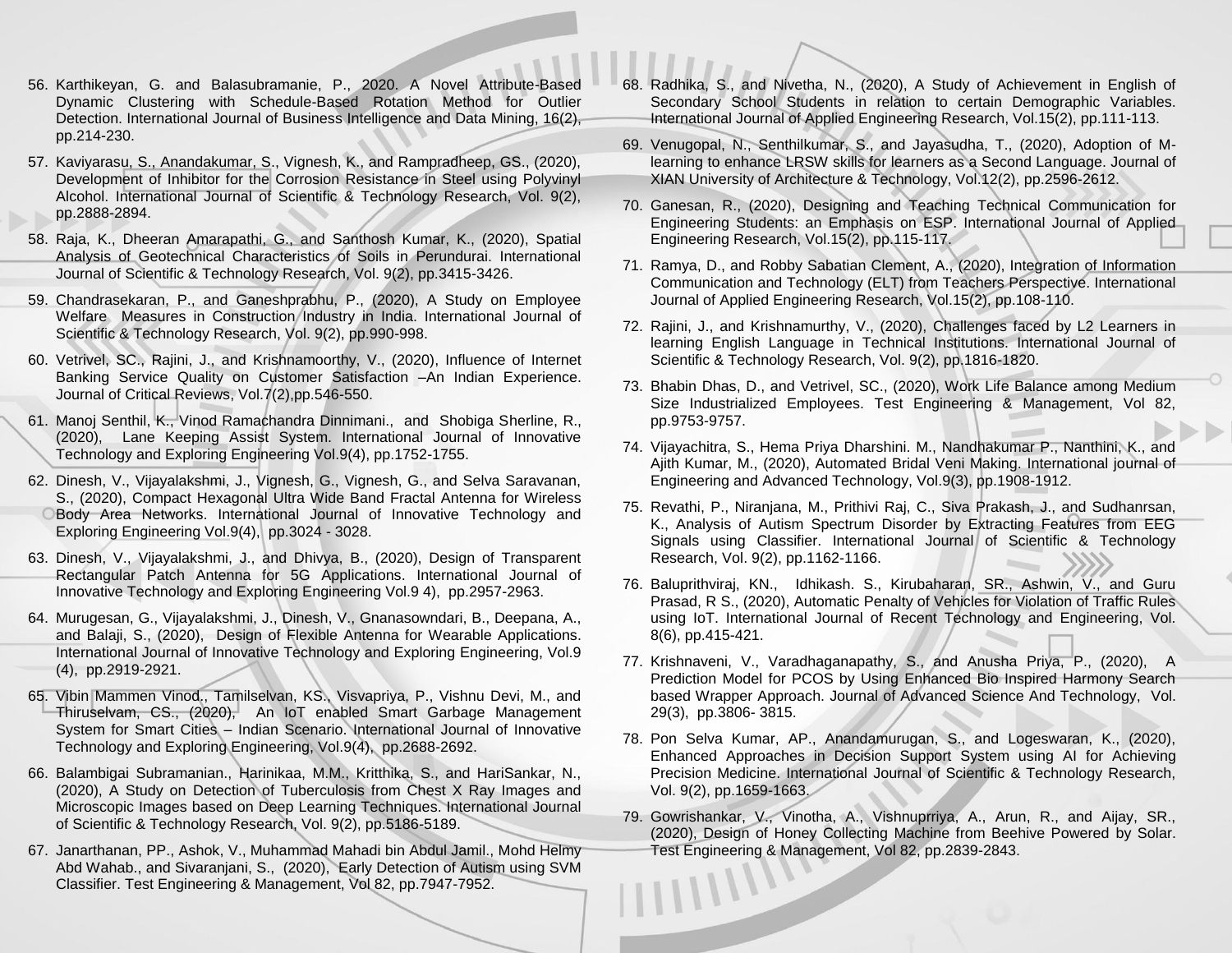56. Karthikeyan, G. and Balasubramanie, P., 2020. A Novel Attribute-Based Dynamic Clustering with Schedule-Based Rotation Method for Outlier Detection. International Journal of Business Intelligence and Data Mining, 16(2), pp.214-230.
57. Kaviyarasu, S., Anandakumar, S., Vignesh, K., and Rampradheep, GS., (2020), Development of Inhibitor for the Corrosion Resistance in Steel using Polyvinyl Alcohol. International Journal of Scientific & Technology Research, Vol. 9(2), pp.2888-2894.
58. Raja, K., Dheeran Amarapathi, G., and Santhosh Kumar, K., (2020), Spatial Analysis of Geotechnical Characteristics of Soils in Perundurai. International Journal of Scientific & Technology Research, Vol. 9(2), pp.3415-3426.
59. Chandrasekaran, P., and Ganeshprabhu, P., (2020), A Study on Employee Welfare Measures in Construction Industry in India. International Journal of Scientific & Technology Research, Vol. 9(2), pp.990-998.
60. Vetrivel, SC., Rajini, J., and Krishnamoorthy, V., (2020), Influence of Internet Banking Service Quality on Customer Satisfaction –An Indian Experience. Journal of Critical Reviews, Vol.7(2),pp.546-550.
61. Manoj Senthil, K., Vinod Ramachandra Dinnimani., and Shobiga Sherline, R., (2020), Lane Keeping Assist System. International Journal of Innovative Technology and Exploring Engineering Vol.9(4), pp.1752-1755.
62. Dinesh, V., Vijayalakshmi, J., Vignesh, G., Vignesh, G., and Selva Saravanan, S., (2020), Compact Hexagonal Ultra Wide Band Fractal Antenna for Wireless Body Area Networks. International Journal of Innovative Technology and Exploring Engineering Vol.9(4), pp.3024 - 3028.
63. Dinesh, V., Vijayalakshmi, J., and Dhivya, B., (2020), Design of Transparent Rectangular Patch Antenna for 5G Applications. International Journal of Innovative Technology and Exploring Engineering Vol.9 4), pp.2957-2963.
64. Murugesan, G., Vijayalakshmi, J., Dinesh, V., Gnanasowndari, B., Deepana, A., and Balaji, S., (2020), Design of Flexible Antenna for Wearable Applications. International Journal of Innovative Technology and Exploring Engineering, Vol.9 (4), pp.2919-2921.
65. Vibin Mammen Vinod., Tamilselvan, KS., Visvapriya, P., Vishnu Devi, M., and Thiruselvam, CS., (2020), An IoT enabled Smart Garbage Management System for Smart Cities – Indian Scenario. International Journal of Innovative Technology and Exploring Engineering, Vol.9(4), pp.2688-2692.
66. Balambigai Subramanian., Harinikaa, M.M., Kritthika, S., and HariSankar, N., (2020), A Study on Detection of Tuberculosis from Chest X Ray Images and Microscopic Images based on Deep Learning Techniques. International Journal of Scientific & Technology Research, Vol. 9(2), pp.5186-5189.
67. Janarthanan, PP., Ashok, V., Muhammad Mahadi bin Abdul Jamil., Mohd Helmy Abd Wahab., and Sivaranjani, S., (2020), Early Detection of Autism using SVM Classifier. Test Engineering & Management, Vol 82, pp.7947-7952.
68. Radhika, S., and Nivetha, N., (2020), A Study of Achievement in English of Secondary School Students in relation to certain Demographic Variables. International Journal of Applied Engineering Research, Vol.15(2), pp.111-113.
69. Venugopal, N., Senthilkumar, S., and Jayasudha, T., (2020), Adoption of M-learning to enhance LRSW skills for learners as a Second Language. Journal of XIAN University of Architecture & Technology, Vol.12(2), pp.2596-2612.
70. Ganesan, R., (2020), Designing and Teaching Technical Communication for Engineering Students: an Emphasis on ESP. International Journal of Applied Engineering Research, Vol.15(2), pp.115-117.
71. Ramya, D., and Robby Sabatian Clement, A., (2020), Integration of Information Communication and Technology (ELT) from Teachers Perspective. International Journal of Applied Engineering Research, Vol.15(2), pp.108-110.
72. Rajini, J., and Krishnamurthy, V., (2020), Challenges faced by L2 Learners in learning English Language in Technical Institutions. International Journal of Scientific & Technology Research, Vol. 9(2), pp.1816-1820.
73. Bhabin Dhas, D., and Vetrivel, SC., (2020), Work Life Balance among Medium Size Industrialized Employees. Test Engineering & Management, Vol 82, pp.9753-9757.
74. Vijayachitra, S., Hema Priya Dharshini. M., Nandhakumar P., Nanthini, K., and Ajith Kumar, M., (2020), Automated Bridal Veni Making. International journal of Engineering and Advanced Technology, Vol.9(3), pp.1908-1912.
75. Revathi, P., Niranjana, M., Prithivi Raj, C., Siva Prakash, J., and Sudhanrsan, K., Analysis of Autism Spectrum Disorder by Extracting Features from EEG Signals using Classifier. International Journal of Scientific & Technology Research, Vol. 9(2), pp.1162-1166.
76. Baluprithviraj, KN., Idhikash. S., Kirubaharan, SR., Ashwin, V., and Guru Prasad, R S., (2020), Automatic Penalty of Vehicles for Violation of Traffic Rules using IoT. International Journal of Recent Technology and Engineering, Vol. 8(6), pp.415-421.
77. Krishnaveni, V., Varadhaganapathy, S., and Anusha Priya, P., (2020), A Prediction Model for PCOS by Using Enhanced Bio Inspired Harmony Search based Wrapper Approach. Journal of Advanced Science And Technology, Vol. 29(3), pp.3806- 3815.
78. Pon Selva Kumar, AP., Anandamurugan, S., and Logeswaran, K., (2020), Enhanced Approaches in Decision Support System using AI for Achieving Precision Medicine. International Journal of Scientific & Technology Research, Vol. 9(2), pp.1659-1663.
79. Gowrishankar, V., Vinotha, A., Vishnuprriya, A., Arun, R., and Aijay, SR., (2020), Design of Honey Collecting Machine from Beehive Powered by Solar. Test Engineering & Management, Vol 82, pp.2839-2843.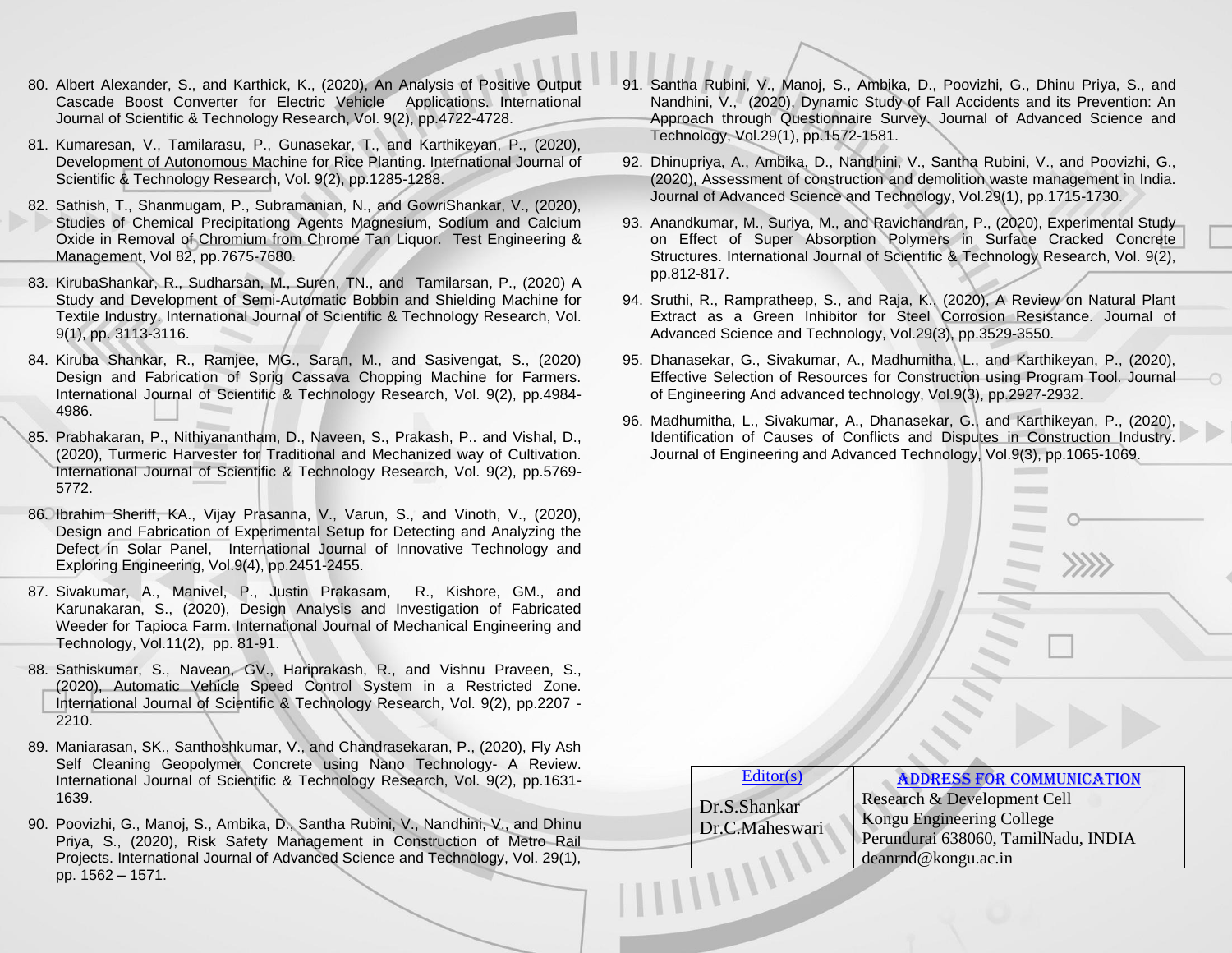80. Albert Alexander, S., and Karthick, K., (2020), An Analysis of Positive Output Cascade Boost Converter for Electric Vehicle Applications. International Journal of Scientific & Technology Research, Vol. 9(2), pp.4722-4728.

81. Kumaresan, V., Tamilarasu, P., Gunasekar, T., and Karthikeyan, P., (2020), Development of Autonomous Machine for Rice Planting. International Journal of Scientific & Technology Research, Vol. 9(2), pp.1285-1288.

82. Sathish, T., Shanmugam, P., Subramanian, N., and GowriShankar, V., (2020), Studies of Chemical Precipitationg Agents Magnesium, Sodium and Calcium Oxide in Removal of Chromium from Chrome Tan Liquor. Test Engineering & Management, Vol 82, pp.7675-7680.

83. KirubaShankar, R., Sudharsan, M., Suren, TN., and Tamilarsan, P., (2020) A Study and Development of Semi-Automatic Bobbin and Shielding Machine for Textile Industry. International Journal of Scientific & Technology Research, Vol. 9(1), pp. 3113-3116.

84. Kiruba Shankar, R., Ramjee, MG., Saran, M., and Sasivengat, S., (2020) Design and Fabrication of Sprig Cassava Chopping Machine for Farmers. International Journal of Scientific & Technology Research, Vol. 9(2), pp.4984-4986.

85. Prabhakaran, P., Nithiyanantham, D., Naveen, S., Prakash, P.. and Vishal, D., (2020), Turmeric Harvester for Traditional and Mechanized way of Cultivation. International Journal of Scientific & Technology Research, Vol. 9(2), pp.5769-5772.

86. Ibrahim Sheriff, KA., Vijay Prasanna, V., Varun, S., and Vinoth, V., (2020), Design and Fabrication of Experimental Setup for Detecting and Analyzing the Defect in Solar Panel, International Journal of Innovative Technology and Exploring Engineering, Vol.9(4), pp.2451-2455.

87. Sivakumar, A., Manivel, P., Justin Prakasam, R., Kishore, GM., and Karunakaran, S., (2020), Design Analysis and Investigation of Fabricated Weeder for Tapioca Farm. International Journal of Mechanical Engineering and Technology, Vol.11(2), pp. 81-91.

88. Sathiskumar, S., Navean, GV., Hariprakash, R., and Vishnu Praveen, S., (2020), Automatic Vehicle Speed Control System in a Restricted Zone. International Journal of Scientific & Technology Research, Vol. 9(2), pp.2207 - 2210.

89. Maniarasan, SK., Santhoshkumar, V., and Chandrasekaran, P., (2020), Fly Ash Self Cleaning Geopolymer Concrete using Nano Technology- A Review. International Journal of Scientific & Technology Research, Vol. 9(2), pp.1631-1639.

90. Poovizhi, G., Manoj, S., Ambika, D., Santha Rubini, V., Nandhini, V., and Dhinu Priya, S., (2020), Risk Safety Management in Construction of Metro Rail Projects. International Journal of Advanced Science and Technology, Vol. 29(1), pp. 1562 – 1571.

91. Santha Rubini, V., Manoj, S., Ambika, D., Poovizhi, G., Dhinu Priya, S., and Nandhini, V., (2020), Dynamic Study of Fall Accidents and its Prevention: An Approach through Questionnaire Survey. Journal of Advanced Science and Technology, Vol.29(1), pp.1572-1581.

92. Dhinupriya, A., Ambika, D., Nandhini, V., Santha Rubini, V., and Poovizhi, G., (2020), Assessment of construction and demolition waste management in India. Journal of Advanced Science and Technology, Vol.29(1), pp.1715-1730.

93. Anandkumar, M., Suriya, M., and Ravichandran, P., (2020), Experimental Study on Effect of Super Absorption Polymers in Surface Cracked Concrete Structures. International Journal of Scientific & Technology Research, Vol. 9(2), pp.812-817.

94. Sruthi, R., Rampratheep, S., and Raja, K., (2020), A Review on Natural Plant Extract as a Green Inhibitor for Steel Corrosion Resistance. Journal of Advanced Science and Technology, Vol.29(3), pp.3529-3550.

95. Dhanasekar, G., Sivakumar, A., Madhumitha, L., and Karthikeyan, P., (2020), Effective Selection of Resources for Construction using Program Tool. Journal of Engineering And advanced technology, Vol.9(3), pp.2927-2932.

96. Madhumitha, L., Sivakumar, A., Dhanasekar, G., and Karthikeyan, P., (2020), Identification of Causes of Conflicts and Disputes in Construction Industry. Journal of Engineering and Advanced Technology, Vol.9(3), pp.1065-1069.

| Editor(s) | ADDRESS FOR COMMUNICATION |
|---|---|
| Dr.S.Shankar<br>Dr.C.Maheswari | Research & Development Cell<br>Kongu Engineering College<br>Perundurai 638060, TamilNadu, INDIA<br>deanrnd@kongu.ac.in |